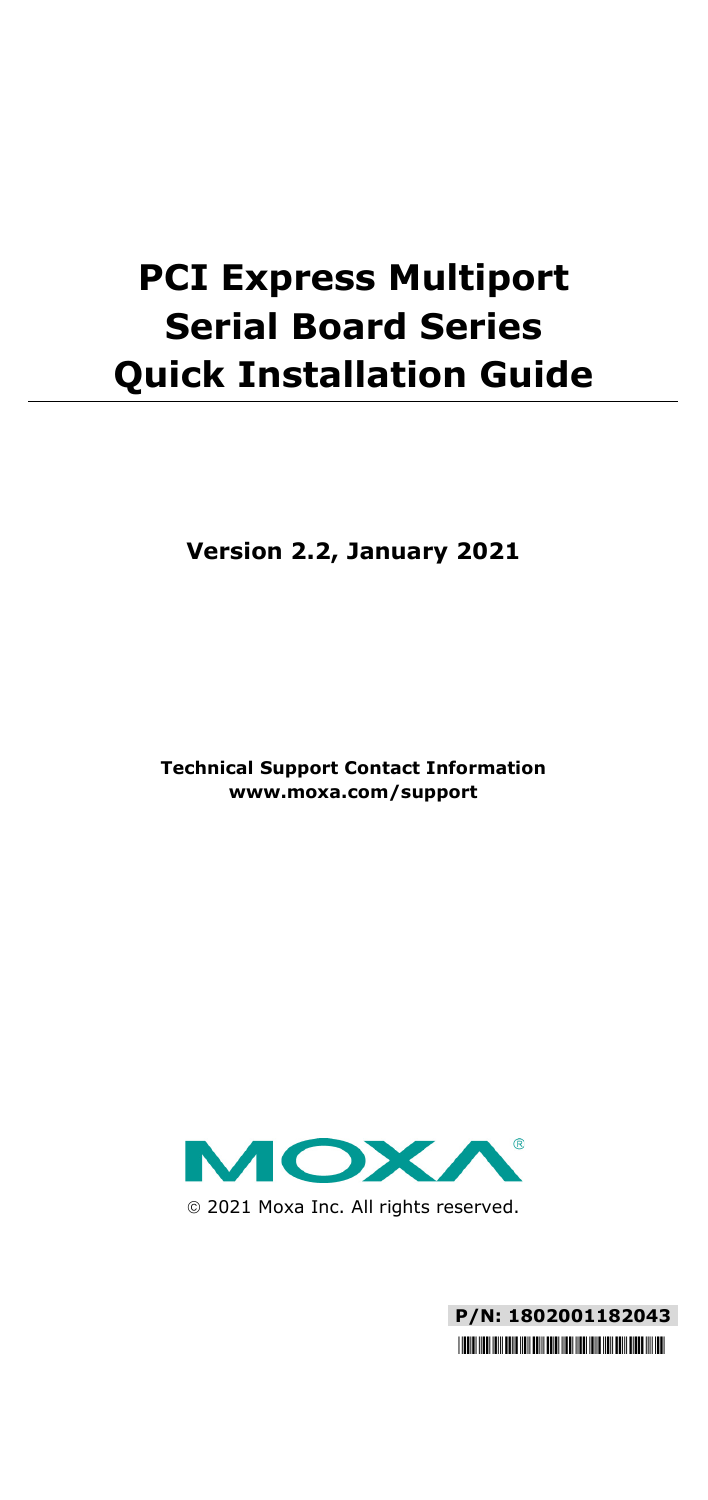# PCI Express Multiport Serial Board Series Quick Installation Guide

**Version 2.2, January 2021**

**Technical Support Contact Information**
**www.moxa.com/support**

© 2021 Moxa Inc. All rights reserved.

**P/N: 1802001182043**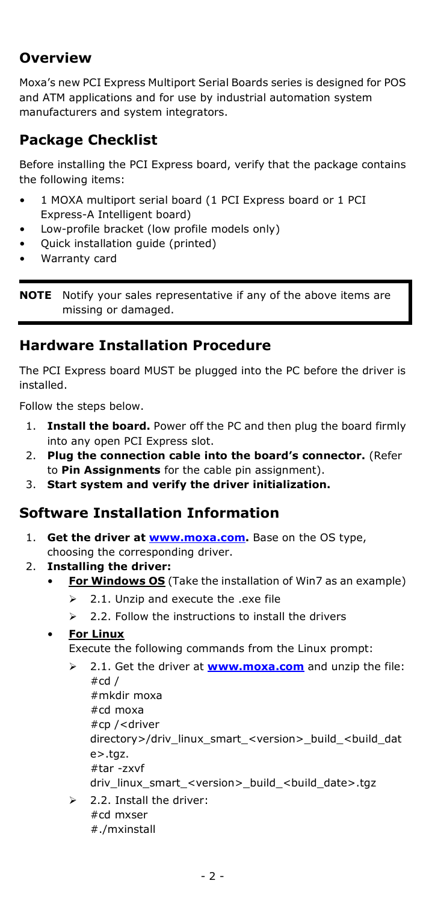## Overview

Moxa's new PCI Express Multiport Serial Boards series is designed for POS and ATM applications and for use by industrial automation system manufacturers and system integrators.

## Package Checklist

Before installing the PCI Express board, verify that the package contains the following items:

- 1 MOXA multiport serial board (1 PCI Express board or 1 PCI Express-A Intelligent board)
- Low-profile bracket (low profile models only)
- Quick installation guide (printed)
- Warranty card

> **NOTE** Notify your sales representative if any of the above items are missing or damaged.

## Hardware Installation Procedure

The PCI Express board MUST be plugged into the PC before the driver is installed.

Follow the steps below.

1. **Install the board.** Power off the PC and then plug the board firmly into any open PCI Express slot.
2. **Plug the connection cable into the board's connector.** (Refer to **Pin Assignments** for the cable pin assignment).
3. **Start system and verify the driver initialization.**

## Software Installation Information

1. **Get the driver at [www.moxa.com](http://www.moxa.com).** Base on the OS type, choosing the corresponding driver.
2. **Installing the driver:**
   - **<u>For Windows OS</u>** (Take the installation of Win7 as an example)
     - 2.1. Unzip and execute the .exe file
     - 2.2. Follow the instructions to install the drivers
   - **<u>For Linux</u>**

     Execute the following commands from the Linux prompt:
     - 2.1. Get the driver at **[www.moxa.com](http://www.moxa.com)** and unzip the file:
       ```
       #cd /
       #mkdir moxa
       #cd moxa
       #cp /<driver directory>/driv_linux_smart_<version>_build_<build_date>.tgz.
       #tar -zxvf driv_linux_smart_<version>_build_<build_date>.tgz
       ```
     - 2.2. Install the driver:
       ```
       #cd mxser
       #./mxinstall
       ```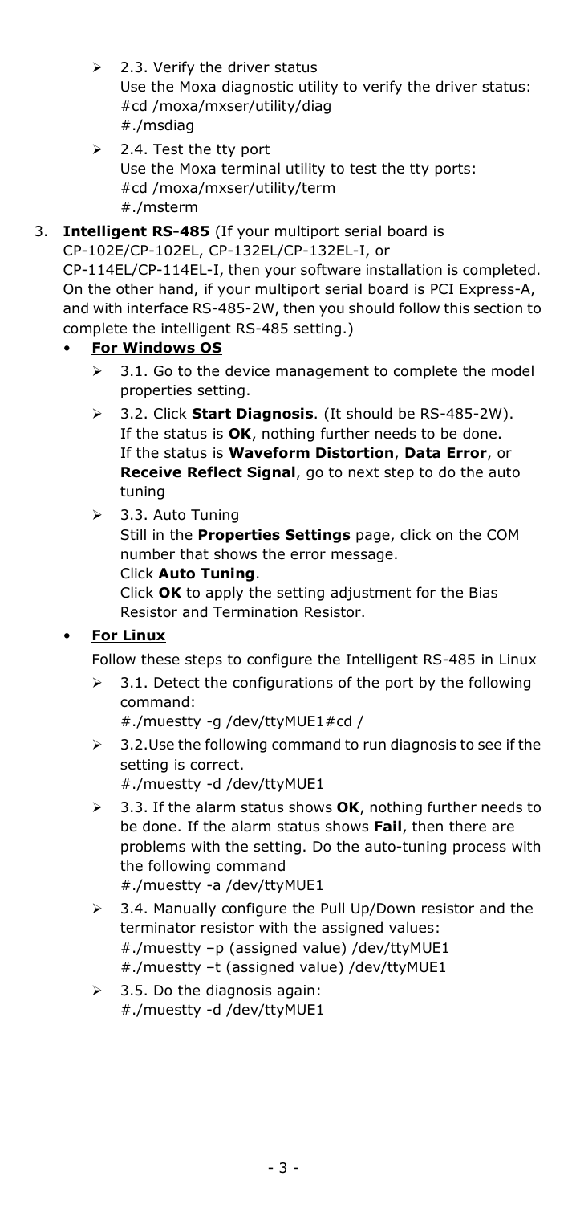- 2.3. Verify the driver status
  Use the Moxa diagnostic utility to verify the driver status:
  #cd /moxa/mxser/utility/diag
  #./msdiag
- 2.4. Test the tty port
  Use the Moxa terminal utility to test the tty ports:
  #cd /moxa/mxser/utility/term
  #./msterm

3. **Intelligent RS-485** (If your multiport serial board is CP-102E/CP-102EL, CP-132EL/CP-132EL-I, or CP-114EL/CP-114EL-I, then your software installation is completed. On the other hand, if your multiport serial board is PCI Express-A, and with interface RS-485-2W, then you should follow this section to complete the intelligent RS-485 setting.)

   - **For Windows OS**
     - 3.1. Go to the device management to complete the model properties setting.
     - 3.2. Click **Start Diagnosis**. (It should be RS-485-2W). If the status is **OK**, nothing further needs to be done. If the status is **Waveform Distortion**, **Data Error**, or **Receive Reflect Signal**, go to next step to do the auto tuning
     - 3.3. Auto Tuning
       Still in the **Properties Settings** page, click on the COM number that shows the error message.
       Click **Auto Tuning**.
       Click **OK** to apply the setting adjustment for the Bias Resistor and Termination Resistor.

   - **For Linux**

     Follow these steps to configure the Intelligent RS-485 in Linux

     - 3.1. Detect the configurations of the port by the following command:
       #./muestty -g /dev/ttyMUE1#cd /
     - 3.2.Use the following command to run diagnosis to see if the setting is correct.
       #./muestty -d /dev/ttyMUE1
     - 3.3. If the alarm status shows **OK**, nothing further needs to be done. If the alarm status shows **Fail**, then there are problems with the setting. Do the auto-tuning process with the following command
       #./muestty -a /dev/ttyMUE1
     - 3.4. Manually configure the Pull Up/Down resistor and the terminator resistor with the assigned values:
       #./muestty –p (assigned value) /dev/ttyMUE1
       #./muestty –t (assigned value) /dev/ttyMUE1
     - 3.5. Do the diagnosis again:
       #./muestty -d /dev/ttyMUE1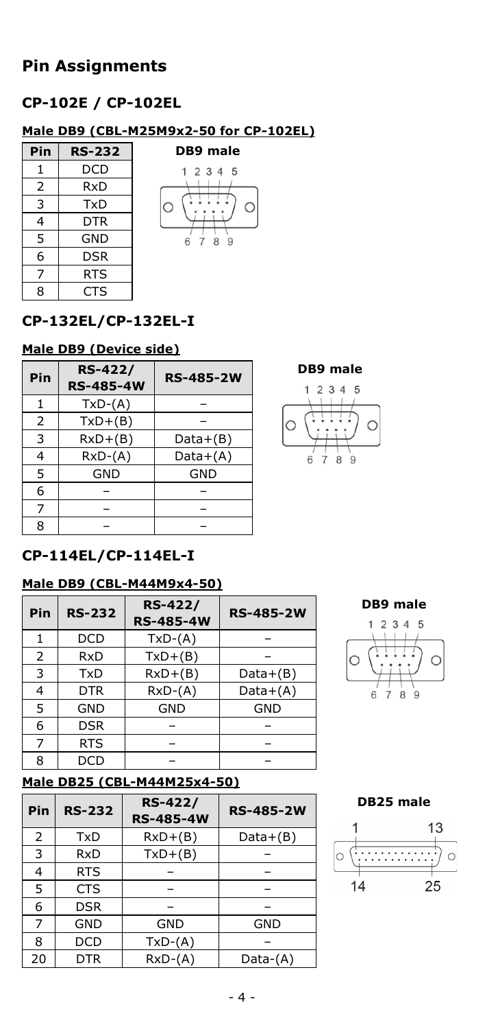## Pin Assignments

### CP-102E / CP-102EL

#### Male DB9 (CBL-M25M9x2-50 for CP-102EL)

| Pin | RS-232 |
|---|---|
| 1 | DCD |
| 2 | RxD |
| 3 | TxD |
| 4 | DTR |
| 5 | GND |
| 6 | DSR |
| 7 | RTS |
| 8 | CTS |

**DB9 male**

1 2 3 4 5

6 7 8 9

### CP-132EL/CP-132EL-I

#### Male DB9 (Device side)

| Pin | RS-422/ RS-485-4W | RS-485-2W |
|---|---|---|
| 1 | TxD-(A) | – |
| 2 | TxD+(B) | – |
| 3 | RxD+(B) | Data+(B) |
| 4 | RxD-(A) | Data+(A) |
| 5 | GND | GND |
| 6 | – | – |
| 7 | – | – |
| 8 | – | – |

**DB9 male**

1 2 3 4 5

6 7 8 9

### CP-114EL/CP-114EL-I

#### Male DB9 (CBL-M44M9x4-50)

| Pin | RS-232 | RS-422/ RS-485-4W | RS-485-2W |
|---|---|---|---|
| 1 | DCD | TxD-(A) | – |
| 2 | RxD | TxD+(B) | – |
| 3 | TxD | RxD+(B) | Data+(B) |
| 4 | DTR | RxD-(A) | Data+(A) |
| 5 | GND | GND | GND |
| 6 | DSR | – | – |
| 7 | RTS | – | – |
| 8 | DCD | – | – |

**DB9 male**

1 2 3 4 5

6 7 8 9

#### Male DB25 (CBL-M44M25x4-50)

| Pin | RS-232 | RS-422/ RS-485-4W | RS-485-2W |
|---|---|---|---|
| 2 | TxD | RxD+(B) | Data+(B) |
| 3 | RxD | TxD+(B) | – |
| 4 | RTS | – | – |
| 5 | CTS | – | – |
| 6 | DSR | – | – |
| 7 | GND | GND | GND |
| 8 | DCD | TxD-(A) | – |
| 20 | DTR | RxD-(A) | Data-(A) |

**DB25 male**

1 13

14 25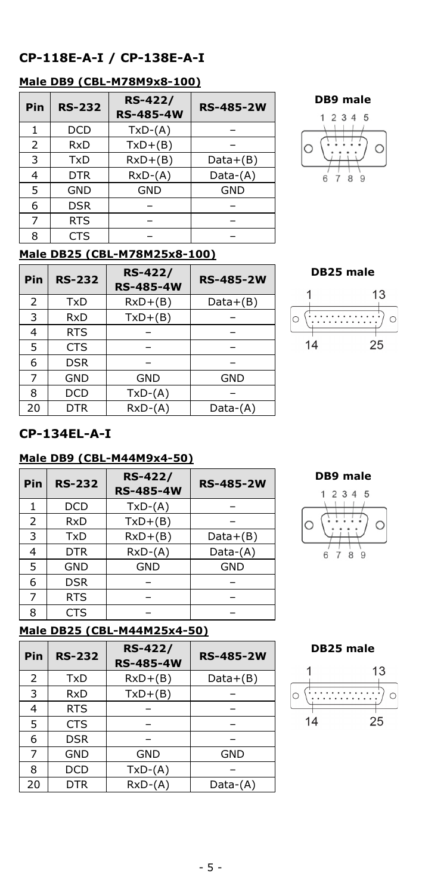## CP-118E-A-I / CP-138E-A-I

### Male DB9 (CBL-M78M9x8-100)

| Pin | RS-232 | RS-422/ RS-485-4W | RS-485-2W |
|---|---|---|---|
| 1 | DCD | TxD-(A) | – |
| 2 | RxD | TxD+(B) | – |
| 3 | TxD | RxD+(B) | Data+(B) |
| 4 | DTR | RxD-(A) | Data-(A) |
| 5 | GND | GND | GND |
| 6 | DSR | – | – |
| 7 | RTS | – | – |
| 8 | CTS | – | – |

**DB9 male**

1 2 3 4 5

6 7 8 9

### Male DB25 (CBL-M78M25x8-100)

| Pin | RS-232 | RS-422/ RS-485-4W | RS-485-2W |
|---|---|---|---|
| 2 | TxD | RxD+(B) | Data+(B) |
| 3 | RxD | TxD+(B) | – |
| 4 | RTS | – | – |
| 5 | CTS | – | – |
| 6 | DSR | – | – |
| 7 | GND | GND | GND |
| 8 | DCD | TxD-(A) | – |
| 20 | DTR | RxD-(A) | Data-(A) |

**DB25 male**

1 13

14 25

## CP-134EL-A-I

### Male DB9 (CBL-M44M9x4-50)

| Pin | RS-232 | RS-422/ RS-485-4W | RS-485-2W |
|---|---|---|---|
| 1 | DCD | TxD-(A) | – |
| 2 | RxD | TxD+(B) | – |
| 3 | TxD | RxD+(B) | Data+(B) |
| 4 | DTR | RxD-(A) | Data-(A) |
| 5 | GND | GND | GND |
| 6 | DSR | – | – |
| 7 | RTS | – | – |
| 8 | CTS | – | – |

**DB9 male**

1 2 3 4 5

6 7 8 9

### Male DB25 (CBL-M44M25x4-50)

| Pin | RS-232 | RS-422/ RS-485-4W | RS-485-2W |
|---|---|---|---|
| 2 | TxD | RxD+(B) | Data+(B) |
| 3 | RxD | TxD+(B) | – |
| 4 | RTS | – | – |
| 5 | CTS | – | – |
| 6 | DSR | – | – |
| 7 | GND | GND | GND |
| 8 | DCD | TxD-(A) | – |
| 20 | DTR | RxD-(A) | Data-(A) |

**DB25 male**

1 13

14 25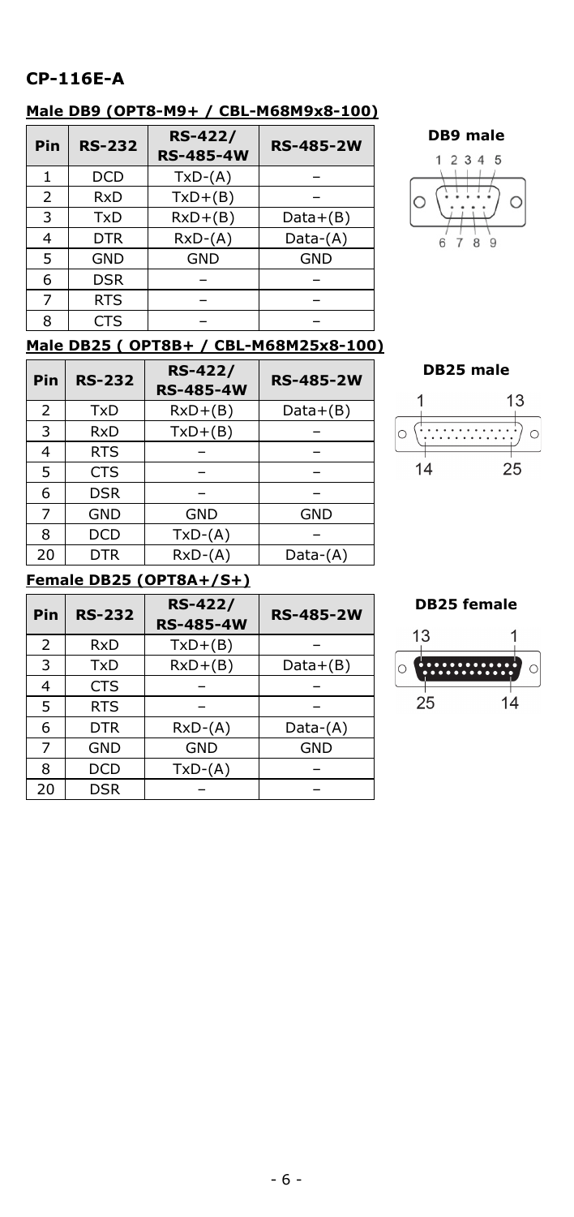## CP-116E-A

### Male DB9 (OPT8-M9+ / CBL-M68M9x8-100)

| Pin | RS-232 | RS-422/ RS-485-4W | RS-485-2W |
|---|---|---|---|
| 1 | DCD | TxD-(A) | – |
| 2 | RxD | TxD+(B) | – |
| 3 | TxD | RxD+(B) | Data+(B) |
| 4 | DTR | RxD-(A) | Data-(A) |
| 5 | GND | GND | GND |
| 6 | DSR | – | – |
| 7 | RTS | – | – |
| 8 | CTS | – | – |

**DB9 male**

1 2 3 4 5

6 7 8 9

### Male DB25 ( OPT8B+ / CBL-M68M25x8-100)

| Pin | RS-232 | RS-422/ RS-485-4W | RS-485-2W |
|---|---|---|---|
| 2 | TxD | RxD+(B) | Data+(B) |
| 3 | RxD | TxD+(B) | – |
| 4 | RTS | – | – |
| 5 | CTS | – | – |
| 6 | DSR | – | – |
| 7 | GND | GND | GND |
| 8 | DCD | TxD-(A) | – |
| 20 | DTR | RxD-(A) | Data-(A) |

**DB25 male**

1 13

14 25

### Female DB25 (OPT8A+/S+)

| Pin | RS-232 | RS-422/ RS-485-4W | RS-485-2W |
|---|---|---|---|
| 2 | RxD | TxD+(B) | – |
| 3 | TxD | RxD+(B) | Data+(B) |
| 4 | CTS | – | – |
| 5 | RTS | – | – |
| 6 | DTR | RxD-(A) | Data-(A) |
| 7 | GND | GND | GND |
| 8 | DCD | TxD-(A) | – |
| 20 | DSR | – | – |

**DB25 female**

13 1

25 14